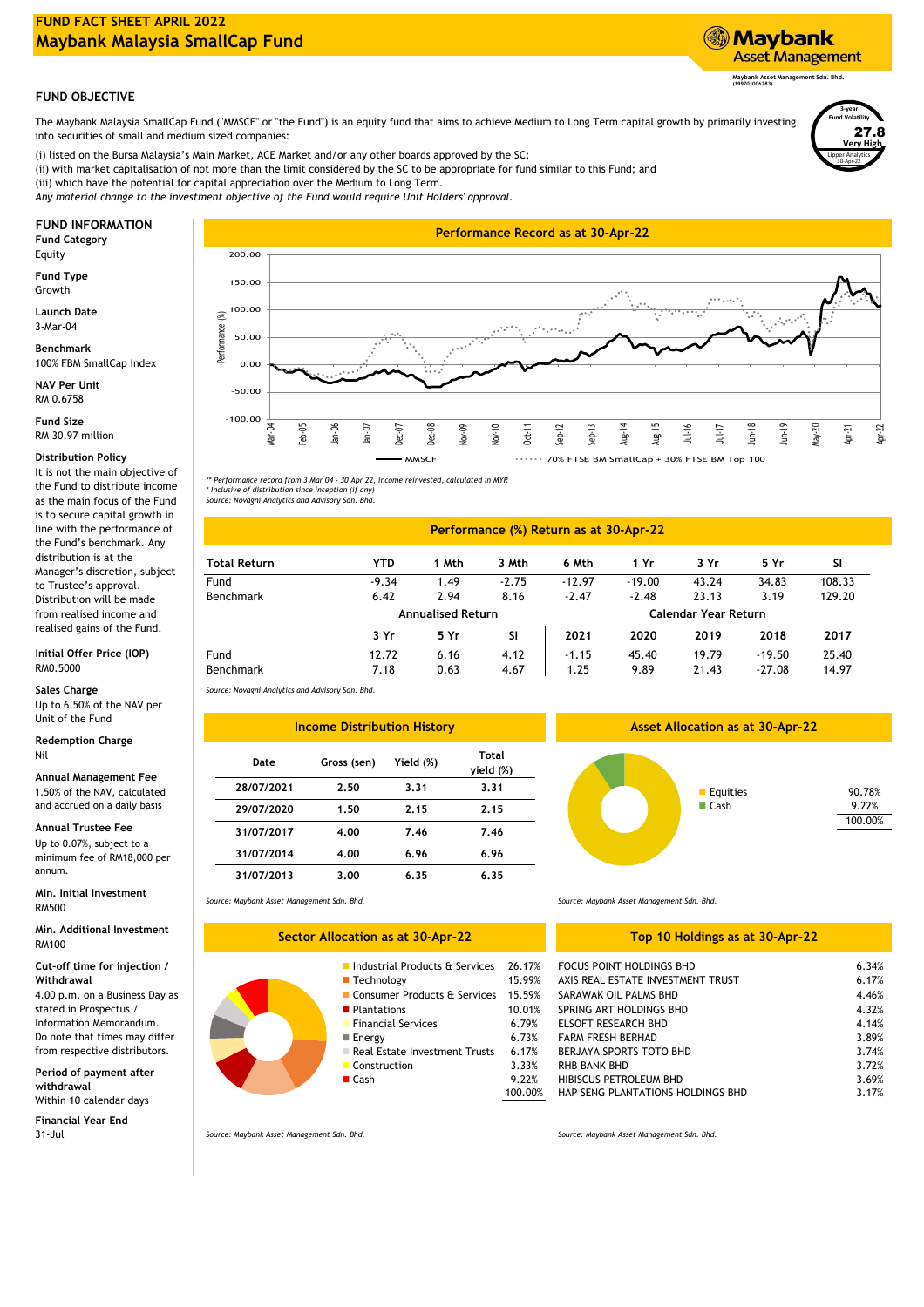# FUND FACT SHEET APRIL 2022

## Maybank Malaysia SmallCap Fund

Maybank Asset Management

Maybank Asset Management Sdn. Bhd. (199701006283)

### FUND OBJECTIVE

The Maybank Malaysia SmallCap Fund ("MMSCF" or "the Fund") is an equity fund that aims to achieve Medium to Long Term capital growth by primarily investing into securities of small and medium sized companies:

(i) listed on the Bursa Malaysia's Main Market, ACE Market and/or any other boards approved by the SC;
(ii) with market capitalisation of not more than the limit considered by the SC to be appropriate for fund similar to this Fund; and
(iii) which have the potential for capital appreciation over the Medium to Long Term.

*Any material change to the investment objective of the Fund would require Unit Holders' approval.*

3-year Fund Volatility: **27.8** Very High (Lipper Analytics 30-Apr-22)

### FUND INFORMATION

**Fund Category**
Equity

**Fund Type**
Growth

**Launch Date**
3-Mar-04

**Benchmark**
100% FBM SmallCap Index

**NAV Per Unit**
RM 0.6758

**Fund Size**
RM 30.97 million

**Distribution Policy**
It is not the main objective of the Fund to distribute income as the main focus of the Fund is to secure capital growth in line with the performance of the Fund's benchmark. Any distribution is at the Manager's discretion, subject to Trustee's approval. Distribution will be made from realised income and realised gains of the Fund.

**Initial Offer Price (IOP)**
RM0.5000

**Sales Charge**
Up to 6.50% of the NAV per Unit of the Fund

**Redemption Charge**
Nil

**Annual Management Fee**
1.50% of the NAV, calculated and accrued on a daily basis

**Annual Trustee Fee**
Up to 0.07%, subject to a minimum fee of RM18,000 per annum.

**Min. Initial Investment**
RM500

**Min. Additional Investment**
RM100

**Cut-off time for injection / Withdrawal**
4.00 p.m. on a Business Day as stated in Prospectus / Information Memorandum. Do note that times may differ from respective distributors.

**Period of payment after withdrawal**
Within 10 calendar days

**Financial Year End**
31-Jul

### Performance Record as at 30-Apr-22

Legend: MMSCF; 70% FTSE BM SmallCap + 30% FTSE BM Top 100

*\*\* Performance record from 3 Mar 04 - 30 Apr 22, income reinvested, calculated in MYR*
*\* Inclusive of distribution since inception (if any)*
*Source: Novagni Analytics and Advisory Sdn. Bhd.*

### Performance (%) Return as at 30-Apr-22

| Total Return | YTD | 1 Mth | 3 Mth | 6 Mth | 1 Yr | 3 Yr | 5 Yr | SI |
|---|---|---|---|---|---|---|---|---|
| Fund | -9.34 | 1.49 | -2.75 | -12.97 | -19.00 | 43.24 | 34.83 | 108.33 |
| Benchmark | 6.42 | 2.94 | 8.16 | -2.47 | -2.48 | 23.13 | 3.19 | 129.20 |

| | Annualised Return | | | Calendar Year Return | | | | |
|---|---|---|---|---|---|---|---|---|
| | 3 Yr | 5 Yr | SI | 2021 | 2020 | 2019 | 2018 | 2017 |
| Fund | 12.72 | 6.16 | 4.12 | -1.15 | 45.40 | 19.79 | -19.50 | 25.40 |
| Benchmark | 7.18 | 0.63 | 4.67 | 1.25 | 9.89 | 21.43 | -27.08 | 14.97 |

*Source: Novagni Analytics and Advisory Sdn. Bhd.*

### Income Distribution History

| Date | Gross (sen) | Yield (%) | Total yield (%) |
|---|---|---|---|
| 28/07/2021 | 2.50 | 3.31 | 3.31 |
| 29/07/2020 | 1.50 | 2.15 | 2.15 |
| 31/07/2017 | 4.00 | 7.46 | 7.46 |
| 31/07/2014 | 4.00 | 6.96 | 6.96 |
| 31/07/2013 | 3.00 | 6.35 | 6.35 |

*Source: Maybank Asset Management Sdn. Bhd.*

### Asset Allocation as at 30-Apr-22

| | |
|---|---|
| Equities | 90.78% |
| Cash | 9.22% |
| | 100.00% |

*Source: Maybank Asset Management Sdn. Bhd.*

### Sector Allocation as at 30-Apr-22

| | |
|---|---|
| Industrial Products & Services | 26.17% |
| Technology | 15.99% |
| Consumer Products & Services | 15.59% |
| Plantations | 10.01% |
| Financial Services | 6.79% |
| Energy | 6.73% |
| Real Estate Investment Trusts | 6.17% |
| Construction | 3.33% |
| Cash | 9.22% |
| | 100.00% |

*Source: Maybank Asset Management Sdn. Bhd.*

### Top 10 Holdings as at 30-Apr-22

| | |
|---|---|
| FOCUS POINT HOLDINGS BHD | 6.34% |
| AXIS REAL ESTATE INVESTMENT TRUST | 6.17% |
| SARAWAK OIL PALMS BHD | 4.46% |
| SPRING ART HOLDINGS BHD | 4.32% |
| ELSOFT RESEARCH BHD | 4.14% |
| FARM FRESH BERHAD | 3.89% |
| BERJAYA SPORTS TOTO BHD | 3.74% |
| RHB BANK BHD | 3.72% |
| HIBISCUS PETROLEUM BHD | 3.69% |
| HAP SENG PLANTATIONS HOLDINGS BHD | 3.17% |

*Source: Maybank Asset Management Sdn. Bhd.*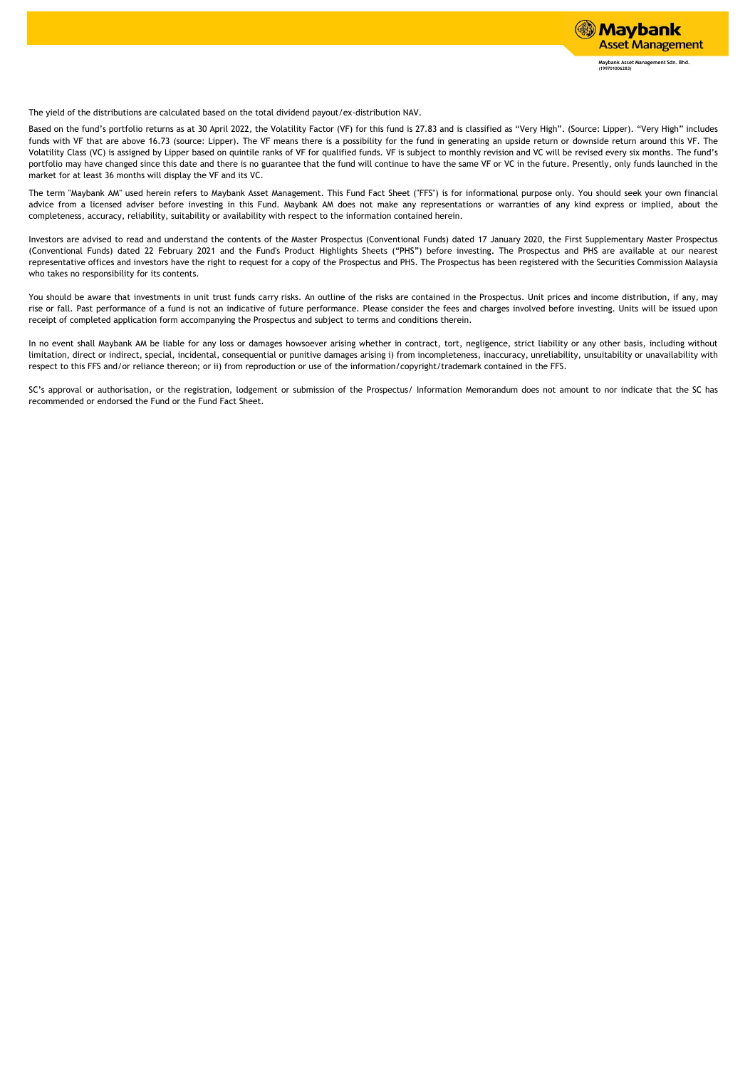The yield of the distributions are calculated based on the total dividend payout/ex-distribution NAV.

Based on the fund's portfolio returns as at 30 April 2022, the Volatility Factor (VF) for this fund is 27.83 and is classified as "Very High". (Source: Lipper). "Very High" includes funds with VF that are above 16.73 (source: Lipper). The VF means there is a possibility for the fund in generating an upside return or downside return around this VF. The Volatility Class (VC) is assigned by Lipper based on quintile ranks of VF for qualified funds. VF is subject to monthly revision and VC will be revised every six months. The fund's portfolio may have changed since this date and there is no guarantee that the fund will continue to have the same VF or VC in the future. Presently, only funds launched in the market for at least 36 months will display the VF and its VC.

The term "Maybank AM" used herein refers to Maybank Asset Management. This Fund Fact Sheet ("FFS") is for informational purpose only. You should seek your own financial advice from a licensed adviser before investing in this Fund. Maybank AM does not make any representations or warranties of any kind express or implied, about the completeness, accuracy, reliability, suitability or availability with respect to the information contained herein.

Investors are advised to read and understand the contents of the Master Prospectus (Conventional Funds) dated 17 January 2020, the First Supplementary Master Prospectus (Conventional Funds) dated 22 February 2021 and the Fund's Product Highlights Sheets ("PHS") before investing. The Prospectus and PHS are available at our nearest representative offices and investors have the right to request for a copy of the Prospectus and PHS. The Prospectus has been registered with the Securities Commission Malaysia who takes no responsibility for its contents.

You should be aware that investments in unit trust funds carry risks. An outline of the risks are contained in the Prospectus. Unit prices and income distribution, if any, may rise or fall. Past performance of a fund is not an indicative of future performance. Please consider the fees and charges involved before investing. Units will be issued upon receipt of completed application form accompanying the Prospectus and subject to terms and conditions therein.

In no event shall Maybank AM be liable for any loss or damages howsoever arising whether in contract, tort, negligence, strict liability or any other basis, including without limitation, direct or indirect, special, incidental, consequential or punitive damages arising i) from incompleteness, inaccuracy, unreliability, unsuitability or unavailability with respect to this FFS and/or reliance thereon; or ii) from reproduction or use of the information/copyright/trademark contained in the FFS.

SC's approval or authorisation, or the registration, lodgement or submission of the Prospectus/ Information Memorandum does not amount to nor indicate that the SC has recommended or endorsed the Fund or the Fund Fact Sheet.